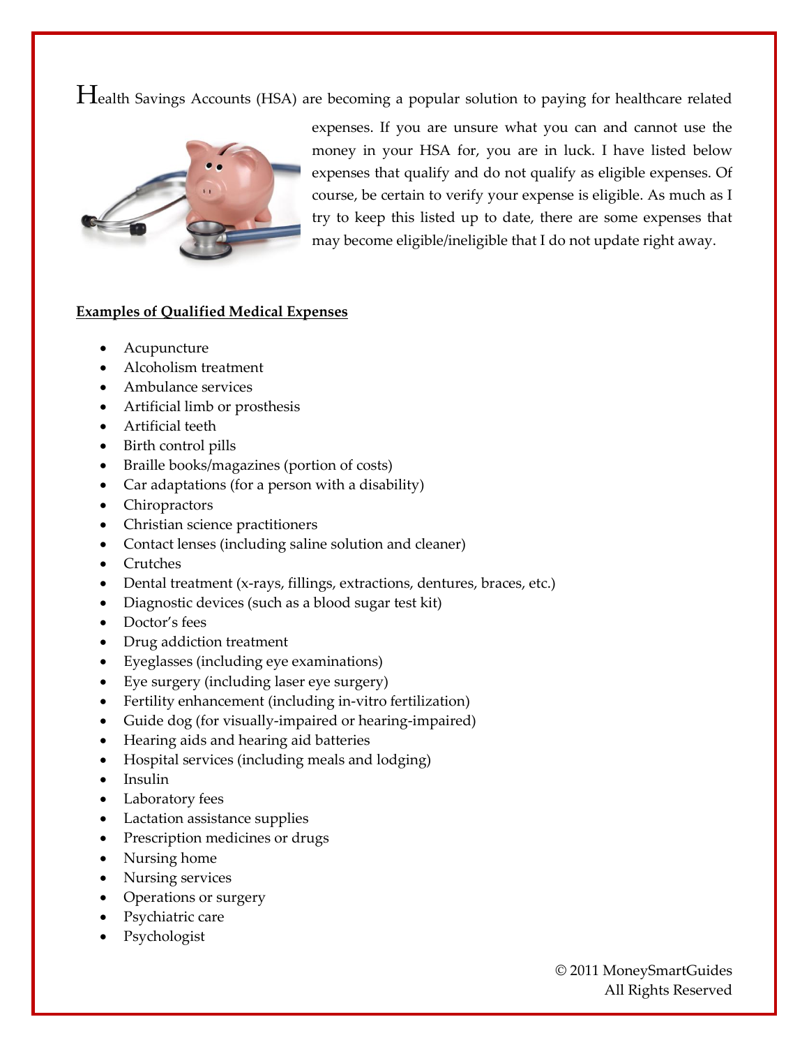Health Savings Accounts (HSA) are becoming a popular solution to paying for healthcare related expenses. If you are unsure what you can and cannot use the money in your HSA for, you are in luck. I have listed below expenses that qualify and do not qualify as eligible expenses. Of course, be certain to verify your expense is eligible. As much as I try to keep this listed up to date, there are some expenses that may become eligible/ineligible that I do not update right away.

**Examples of Qualified Medical Expenses**

- Acupuncture
- Alcoholism treatment
- Ambulance services
- Artificial limb or prosthesis
- Artificial teeth
- Birth control pills
- Braille books/magazines (portion of costs)
- Car adaptations (for a person with a disability)
- Chiropractors
- Christian science practitioners
- Contact lenses (including saline solution and cleaner)
- Crutches
- Dental treatment (x-rays, fillings, extractions, dentures, braces, etc.)
- Diagnostic devices (such as a blood sugar test kit)
- Doctor's fees
- Drug addiction treatment
- Eyeglasses (including eye examinations)
- Eye surgery (including laser eye surgery)
- Fertility enhancement (including in-vitro fertilization)
- Guide dog (for visually-impaired or hearing-impaired)
- Hearing aids and hearing aid batteries
- Hospital services (including meals and lodging)
- Insulin
- Laboratory fees
- Lactation assistance supplies
- Prescription medicines or drugs
- Nursing home
- Nursing services
- Operations or surgery
- Psychiatric care
- Psychologist

© 2011 MoneySmartGuides
All Rights Reserved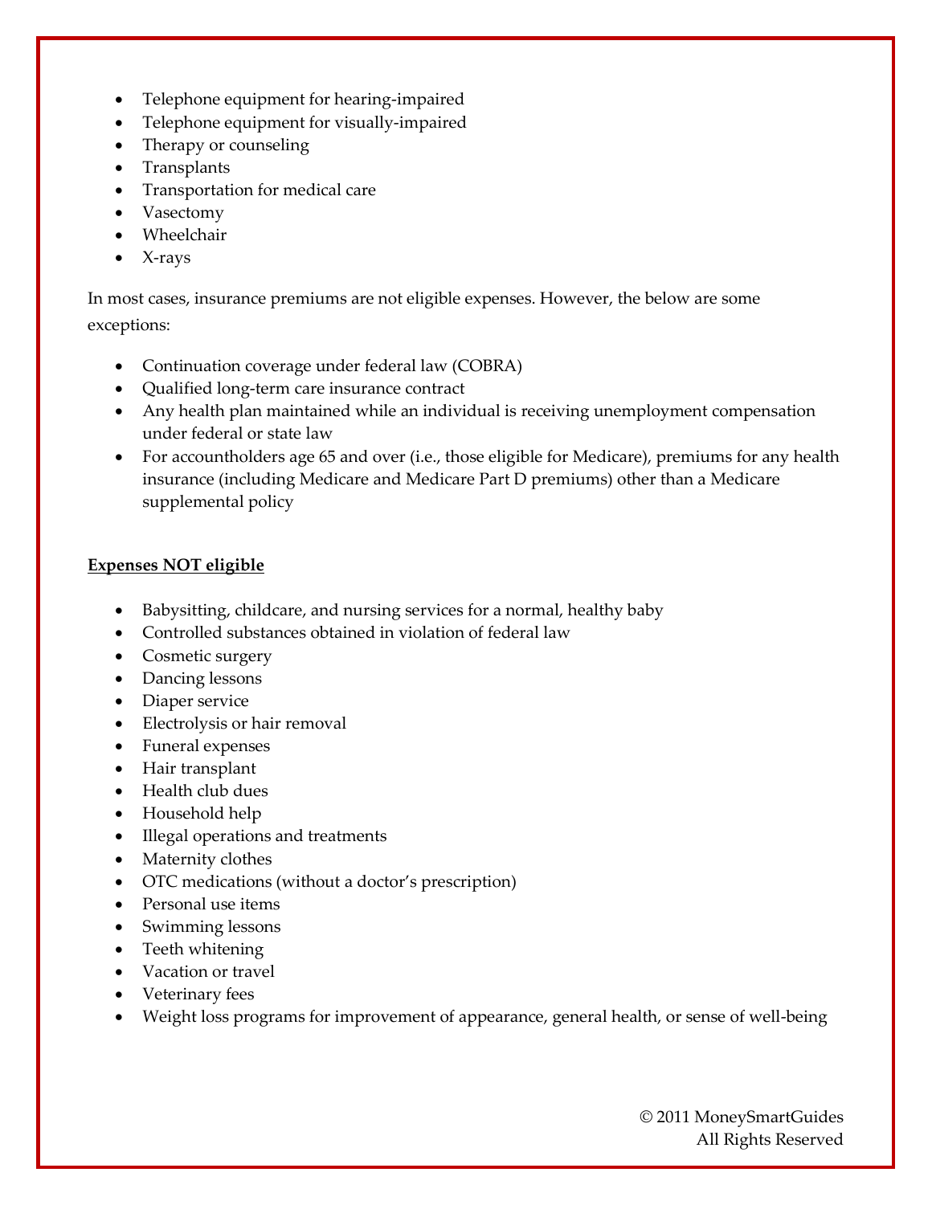- Telephone equipment for hearing-impaired
- Telephone equipment for visually-impaired
- Therapy or counseling
- Transplants
- Transportation for medical care
- Vasectomy
- Wheelchair
- X-rays

In most cases, insurance premiums are not eligible expenses. However, the below are some exceptions:

- Continuation coverage under federal law (COBRA)
- Qualified long-term care insurance contract
- Any health plan maintained while an individual is receiving unemployment compensation under federal or state law
- For accountholders age 65 and over (i.e., those eligible for Medicare), premiums for any health insurance (including Medicare and Medicare Part D premiums) other than a Medicare supplemental policy

**Expenses NOT eligible**

- Babysitting, childcare, and nursing services for a normal, healthy baby
- Controlled substances obtained in violation of federal law
- Cosmetic surgery
- Dancing lessons
- Diaper service
- Electrolysis or hair removal
- Funeral expenses
- Hair transplant
- Health club dues
- Household help
- Illegal operations and treatments
- Maternity clothes
- OTC medications (without a doctor's prescription)
- Personal use items
- Swimming lessons
- Teeth whitening
- Vacation or travel
- Veterinary fees
- Weight loss programs for improvement of appearance, general health, or sense of well-being

© 2011 MoneySmartGuides
All Rights Reserved